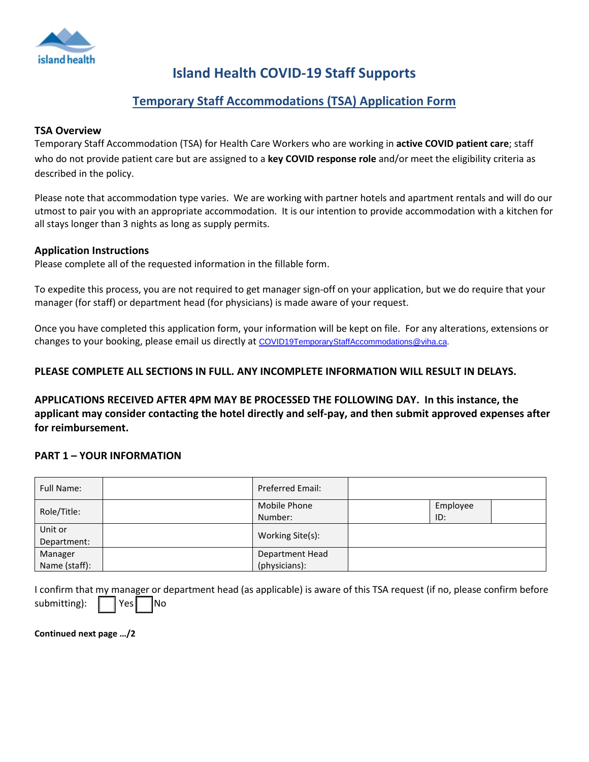# Island Health COVID-19 Staff Supports

## Temporary Staff Accommodations (TSA) Application Form

### TSA Overview

Temporary Staff Accommodation (TSA) for Health Care Workers who are working in **active COVID patient care**; staff who do not provide patient care but are assigned to a **key COVID response role** and/or meet the eligibility criteria as described in the policy.

Please note that accommodation type varies. We are working with partner hotels and apartment rentals and will do our utmost to pair you with an appropriate accommodation. It is our intention to provide accommodation with a kitchen for all stays longer than 3 nights as long as supply permits.

### Application Instructions

Please complete all of the requested information in the fillable form.

To expedite this process, you are not required to get manager sign-off on your application, but we do require that your manager (for staff) or department head (for physicians) is made aware of your request.

Once you have completed this application form, your information will be kept on file. For any alterations, extensions or changes to your booking, please email us directly at COVID19TemporaryStaffAccommodations@viha.ca.

**PLEASE COMPLETE ALL SECTIONS IN FULL. ANY INCOMPLETE INFORMATION WILL RESULT IN DELAYS.**

**APPLICATIONS RECEIVED AFTER 4PM MAY BE PROCESSED THE FOLLOWING DAY. In this instance, the applicant may consider contacting the hotel directly and self-pay, and then submit approved expenses after for reimbursement.**

### PART 1 – YOUR INFORMATION

| | | | | | |
|---|---|---|---|---|---|
| Full Name: | | Preferred Email: | | | |
| Role/Title: | | Mobile Phone Number: | | Employee ID: | |
| Unit or Department: | | Working Site(s): | | | |
| Manager Name (staff): | | Department Head (physicians): | | | |

I confirm that my manager or department head (as applicable) is aware of this TSA request (if no, please confirm before submitting): ☐ Yes ☐ No

**Continued next page …/2**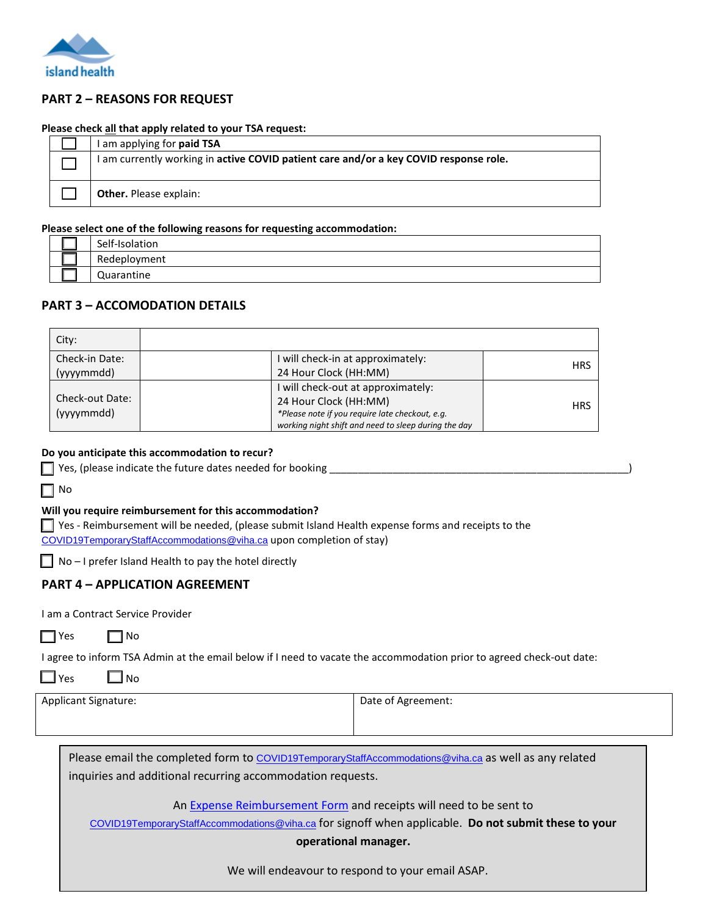## PART 2 – REASONS FOR REQUEST

**Please check all that apply related to your TSA request:**

| | |
|---|---|
| ☐ | I am applying for **paid TSA** |
| ☐ | I am currently working in **active COVID patient care and/or a key COVID response role.** |
| ☐ | **Other.** Please explain: |

**Please select one of the following reasons for requesting accommodation:**

| | |
|---|---|
| ☐ | Self-Isolation |
| ☐ | Redeployment |
| ☐ | Quarantine |

## PART 3 – ACCOMODATION DETAILS

| | | | |
|---|---|---|---|
| City: | | | |
| Check-in Date: (yyyymmdd) | | I will check-in at approximately: 24 Hour Clock (HH:MM) | HRS |
| Check-out Date: (yyyymmdd) | | I will check-out at approximately: 24 Hour Clock (HH:MM) *\*Please note if you require late checkout, e.g. working night shift and need to sleep during the day* | HRS |

**Do you anticipate this accommodation to recur?**

☐ Yes, (please indicate the future dates needed for booking ______________________________________________)

☐ No

**Will you require reimbursement for this accommodation?**

☐ Yes - Reimbursement will be needed, (please submit Island Health expense forms and receipts to the COVID19TemporaryStaffAccommodations@viha.ca upon completion of stay)

☐ No – I prefer Island Health to pay the hotel directly

## PART 4 – APPLICATION AGREEMENT

I am a Contract Service Provider

☐ Yes ☐ No

I agree to inform TSA Admin at the email below if I need to vacate the accommodation prior to agreed check-out date:

☐ Yes ☐ No

| | |
|---|---|
| Applicant Signature: | Date of Agreement: |

Please email the completed form to COVID19TemporaryStaffAccommodations@viha.ca as well as any related inquiries and additional recurring accommodation requests.

An Expense Reimbursement Form and receipts will need to be sent to COVID19TemporaryStaffAccommodations@viha.ca for signoff when applicable. **Do not submit these to your operational manager.**

We will endeavour to respond to your email ASAP.